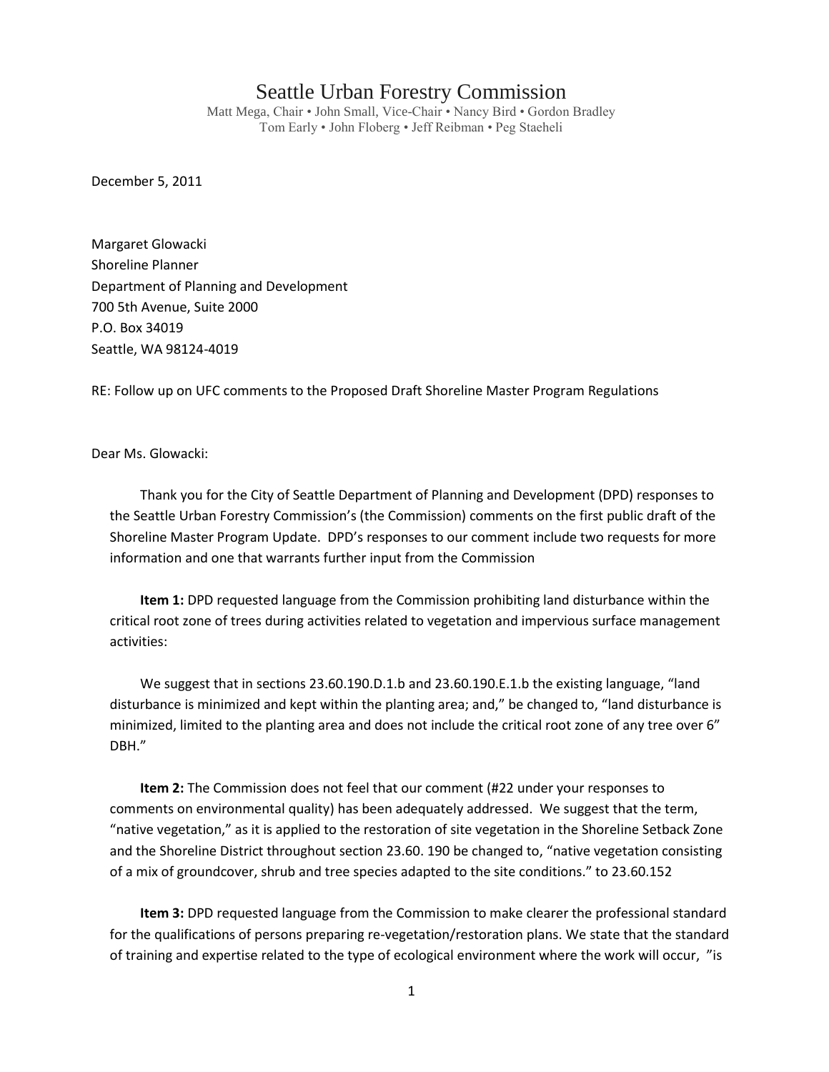# Seattle Urban Forestry Commission

Matt Mega, Chair • John Small, Vice-Chair • Nancy Bird • Gordon Bradley
Tom Early • John Floberg • Jeff Reibman • Peg Staeheli

December 5, 2011

Margaret Glowacki
Shoreline Planner
Department of Planning and Development
700 5th Avenue, Suite 2000
P.O. Box 34019
Seattle, WA 98124-4019

RE: Follow up on UFC comments to the Proposed Draft Shoreline Master Program Regulations

Dear Ms. Glowacki:

Thank you for the City of Seattle Department of Planning and Development (DPD) responses to the Seattle Urban Forestry Commission's (the Commission) comments on the first public draft of the Shoreline Master Program Update. DPD's responses to our comment include two requests for more information and one that warrants further input from the Commission

**Item 1:** DPD requested language from the Commission prohibiting land disturbance within the critical root zone of trees during activities related to vegetation and impervious surface management activities:

We suggest that in sections 23.60.190.D.1.b and 23.60.190.E.1.b the existing language, "land disturbance is minimized and kept within the planting area; and," be changed to, "land disturbance is minimized, limited to the planting area and does not include the critical root zone of any tree over 6" DBH."

**Item 2:** The Commission does not feel that our comment (#22 under your responses to comments on environmental quality) has been adequately addressed. We suggest that the term, "native vegetation," as it is applied to the restoration of site vegetation in the Shoreline Setback Zone and the Shoreline District throughout section 23.60. 190 be changed to, "native vegetation consisting of a mix of groundcover, shrub and tree species adapted to the site conditions." to 23.60.152

**Item 3:** DPD requested language from the Commission to make clearer the professional standard for the qualifications of persons preparing re-vegetation/restoration plans. We state that the standard of training and expertise related to the type of ecological environment where the work will occur, "is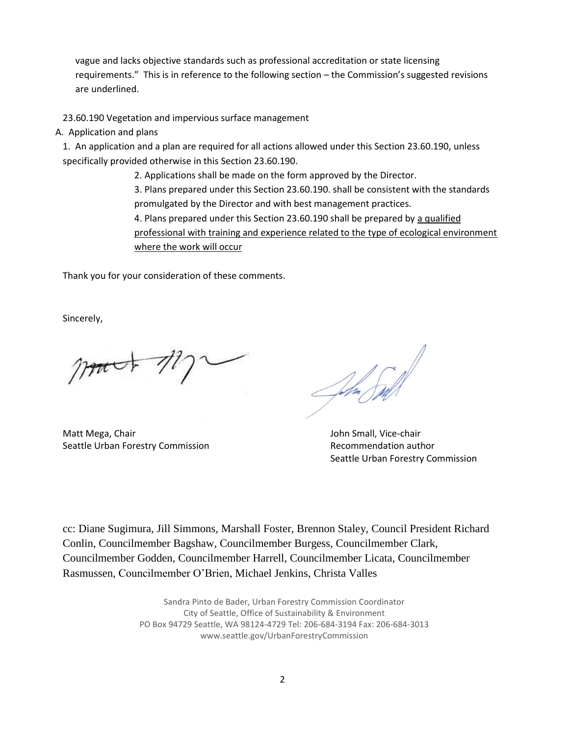vague and lacks objective standards such as professional accreditation or state licensing requirements." This is in reference to the following section – the Commission's suggested revisions are underlined.

23.60.190 Vegetation and impervious surface management

A. Application and plans

1. An application and a plan are required for all actions allowed under this Section 23.60.190, unless specifically provided otherwise in this Section 23.60.190.

2. Applications shall be made on the form approved by the Director.

3. Plans prepared under this Section 23.60.190. shall be consistent with the standards promulgated by the Director and with best management practices.

4. Plans prepared under this Section 23.60.190 shall be prepared by <u>a qualified professional with training and experience related to the type of ecological environment where the work will occur</u>

Thank you for your consideration of these comments.

Sincerely,

Matt Mega, Chair
Seattle Urban Forestry Commission

John Small, Vice-chair
Recommendation author
Seattle Urban Forestry Commission

cc: Diane Sugimura, Jill Simmons, Marshall Foster, Brennon Staley, Council President Richard Conlin, Councilmember Bagshaw, Councilmember Burgess, Councilmember Clark, Councilmember Godden, Councilmember Harrell, Councilmember Licata, Councilmember Rasmussen, Councilmember O'Brien, Michael Jenkins, Christa Valles

Sandra Pinto de Bader, Urban Forestry Commission Coordinator
City of Seattle, Office of Sustainability & Environment
PO Box 94729 Seattle, WA 98124-4729 Tel: 206-684-3194 Fax: 206-684-3013
www.seattle.gov/UrbanForestryCommission